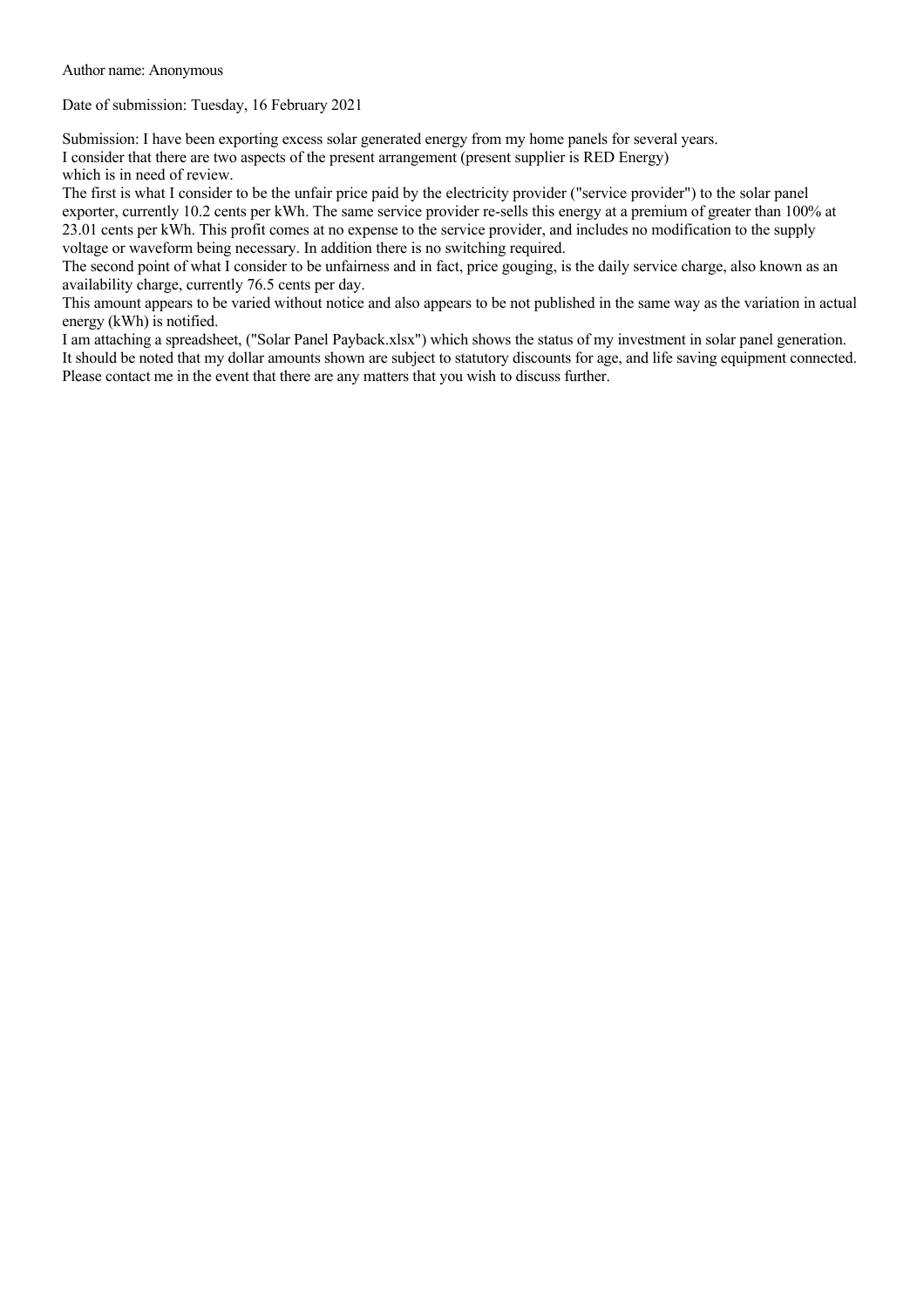Author name: Anonymous

Date of submission: Tuesday, 16 February 2021

Submission: I have been exporting excess solar generated energy from my home panels for several years.
I consider that there are two aspects of the present arrangement (present supplier is RED Energy)
which is in need of review.
The first is what I consider to be the unfair price paid by the electricity provider ("service provider") to the solar panel exporter, currently 10.2 cents per kWh. The same service provider re-sells this energy at a premium of greater than 100% at 23.01 cents per kWh. This profit comes at no expense to the service provider, and includes no modification to the supply voltage or waveform being necessary. In addition there is no switching required.
The second point of what I consider to be unfairness and in fact, price gouging, is the daily service charge, also known as an availability charge, currently 76.5 cents per day.
This amount appears to be varied without notice and also appears to be not published in the same way as the variation in actual energy (kWh) is notified.
I am attaching a spreadsheet, ("Solar Panel Payback.xlsx") which shows the status of my investment in solar panel generation.
It should be noted that my dollar amounts shown are subject to statutory discounts for age, and life saving equipment connected.
Please contact me in the event that there are any matters that you wish to discuss further.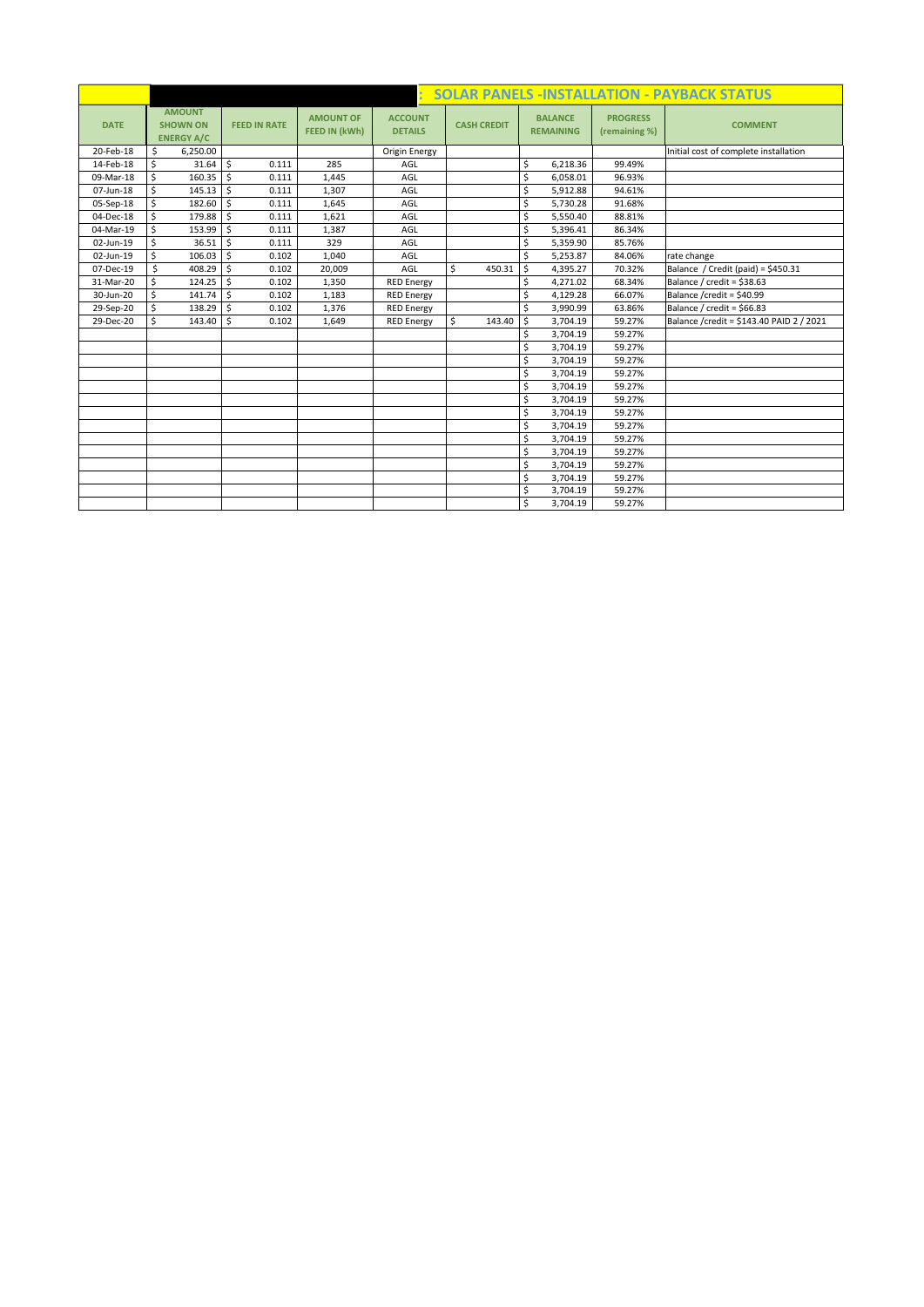## : SOLAR PANELS -INSTALLATION - PAYBACK STATUS

| DATE | AMOUNT SHOWN ON ENERGY A/C | FEED IN RATE | AMOUNT OF FEED IN (kWh) | ACCOUNT DETAILS | CASH CREDIT | BALANCE REMAINING | PROGRESS (remaining %) | COMMENT |
|---|---|---|---|---|---|---|---|---|
| 20-Feb-18 | $ 6,250.00 | | | Origin Energy | | | | Initial cost of complete installation |
| 14-Feb-18 | $ 31.64 | $ 0.111 | 285 | AGL | | $ 6,218.36 | 99.49% | |
| 09-Mar-18 | $ 160.35 | $ 0.111 | 1,445 | AGL | | $ 6,058.01 | 96.93% | |
| 07-Jun-18 | $ 145.13 | $ 0.111 | 1,307 | AGL | | $ 5,912.88 | 94.61% | |
| 05-Sep-18 | $ 182.60 | $ 0.111 | 1,645 | AGL | | $ 5,730.28 | 91.68% | |
| 04-Dec-18 | $ 179.88 | $ 0.111 | 1,621 | AGL | | $ 5,550.40 | 88.81% | |
| 04-Mar-19 | $ 153.99 | $ 0.111 | 1,387 | AGL | | $ 5,396.41 | 86.34% | |
| 02-Jun-19 | $ 36.51 | $ 0.111 | 329 | AGL | | $ 5,359.90 | 85.76% | |
| 02-Jun-19 | $ 106.03 | $ 0.102 | 1,040 | AGL | | $ 5,253.87 | 84.06% | rate change |
| 07-Dec-19 | $ 408.29 | $ 0.102 | 20,009 | AGL | $ 450.31 | $ 4,395.27 | 70.32% | Balance / Credit (paid) = $450.31 |
| 31-Mar-20 | $ 124.25 | $ 0.102 | 1,350 | RED Energy | | $ 4,271.02 | 68.34% | Balance / credit = $38.63 |
| 30-Jun-20 | $ 141.74 | $ 0.102 | 1,183 | RED Energy | | $ 4,129.28 | 66.07% | Balance /credit = $40.99 |
| 29-Sep-20 | $ 138.29 | $ 0.102 | 1,376 | RED Energy | | $ 3,990.99 | 63.86% | Balance / credit = $66.83 |
| 29-Dec-20 | $ 143.40 | $ 0.102 | 1,649 | RED Energy | $ 143.40 | $ 3,704.19 | 59.27% | Balance /credit = $143.40 PAID 2 / 2021 |
| | | | | | | $ 3,704.19 | 59.27% | |
| | | | | | | $ 3,704.19 | 59.27% | |
| | | | | | | $ 3,704.19 | 59.27% | |
| | | | | | | $ 3,704.19 | 59.27% | |
| | | | | | | $ 3,704.19 | 59.27% | |
| | | | | | | $ 3,704.19 | 59.27% | |
| | | | | | | $ 3,704.19 | 59.27% | |
| | | | | | | $ 3,704.19 | 59.27% | |
| | | | | | | $ 3,704.19 | 59.27% | |
| | | | | | | $ 3,704.19 | 59.27% | |
| | | | | | | $ 3,704.19 | 59.27% | |
| | | | | | | $ 3,704.19 | 59.27% | |
| | | | | | | $ 3,704.19 | 59.27% | |
| | | | | | | $ 3,704.19 | 59.27% | |